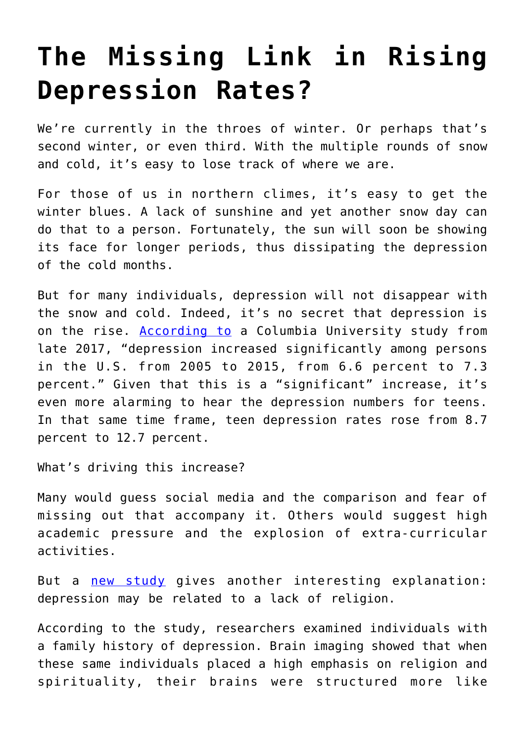# The Missing Link in Rising Depression Rates?

We're currently in the throes of winter. Or perhaps that's second winter, or even third. With the multiple rounds of snow and cold, it's easy to lose track of where we are.

For those of us in northern climes, it's easy to get the winter blues. A lack of sunshine and yet another snow day can do that to a person. Fortunately, the sun will soon be showing its face for longer periods, thus dissipating the depression of the cold months.

But for many individuals, depression will not disappear with the snow and cold. Indeed, it's no secret that depression is on the rise. [According to](#) a Columbia University study from late 2017, "depression increased significantly among persons in the U.S. from 2005 to 2015, from 6.6 percent to 7.3 percent." Given that this is a "significant" increase, it's even more alarming to hear the depression numbers for teens. In that same time frame, teen depression rates rose from 8.7 percent to 12.7 percent.

What's driving this increase?

Many would guess social media and the comparison and fear of missing out that accompany it. Others would suggest high academic pressure and the explosion of extra-curricular activities.

But a [new study](#) gives another interesting explanation: depression may be related to a lack of religion.

According to the study, researchers examined individuals with a family history of depression. Brain imaging showed that when these same individuals placed a high emphasis on religion and spirituality, their brains were structured more like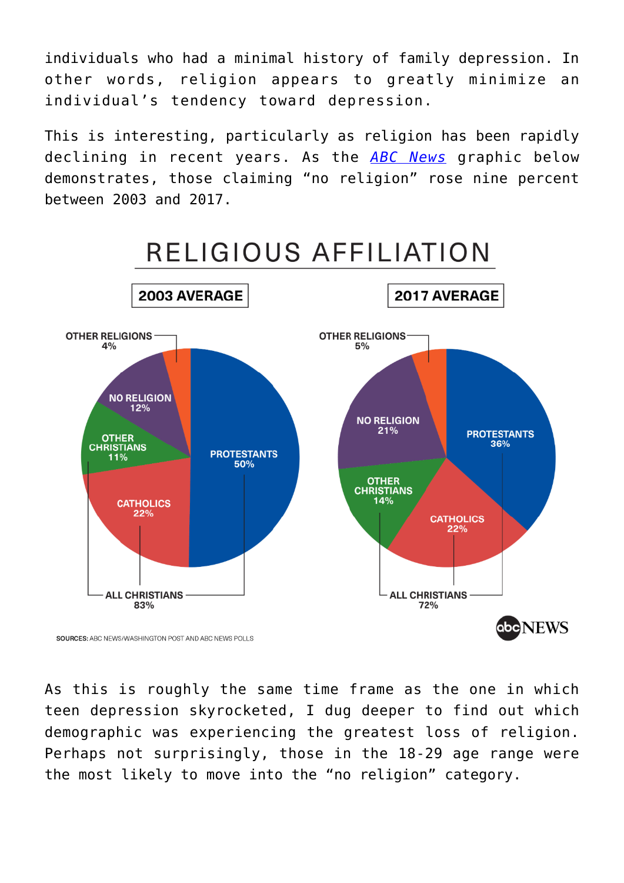individuals who had a minimal history of family depression. In other words, religion appears to greatly minimize an individual's tendency toward depression.

This is interesting, particularly as religion has been rapidly declining in recent years. As the *ABC News* graphic below demonstrates, those claiming "no religion" rose nine percent between 2003 and 2017.

## RELIGIOUS AFFILIATION

**2003 AVERAGE**

- OTHER RELIGIONS 4%
- NO RELIGION 12%
- OTHER CHRISTIANS 11%
- CATHOLICS 22%
- PROTESTANTS 50%
- ALL CHRISTIANS 83%

**2017 AVERAGE**

- OTHER RELIGIONS 5%
- NO RELIGION 21%
- OTHER CHRISTIANS 14%
- CATHOLICS 22%
- PROTESTANTS 36%
- ALL CHRISTIANS 72%

**SOURCES:** ABC NEWS/WASHINGTON POST AND ABC NEWS POLLS

abcNEWS

As this is roughly the same time frame as the one in which teen depression skyrocketed, I dug deeper to find out which demographic was experiencing the greatest loss of religion. Perhaps not surprisingly, those in the 18-29 age range were the most likely to move into the "no religion" category.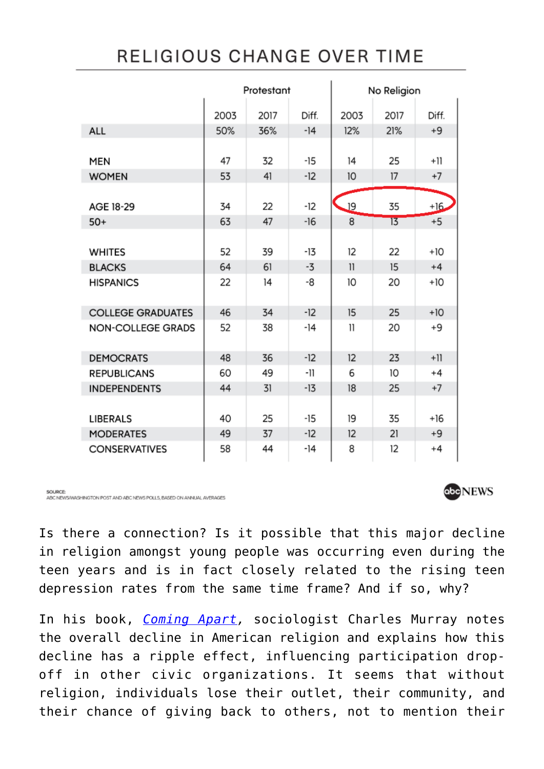## RELIGIOUS CHANGE OVER TIME

| | Protestant | | | No Religion | | |
|---|---|---|---|---|---|---|
| | 2003 | 2017 | Diff. | 2003 | 2017 | Diff. |
| ALL | 50% | 36% | -14 | 12% | 21% | +9 |
| MEN | 47 | 32 | -15 | 14 | 25 | +11 |
| WOMEN | 53 | 41 | -12 | 10 | 17 | +7 |
| AGE 18-29 | 34 | 22 | -12 | 19 | 35 | +16 |
| 50+ | 63 | 47 | -16 | 8 | 13 | +5 |
| WHITES | 52 | 39 | -13 | 12 | 22 | +10 |
| BLACKS | 64 | 61 | -3 | 11 | 15 | +4 |
| HISPANICS | 22 | 14 | -8 | 10 | 20 | +10 |
| COLLEGE GRADUATES | 46 | 34 | -12 | 15 | 25 | +10 |
| NON-COLLEGE GRADS | 52 | 38 | -14 | 11 | 20 | +9 |
| DEMOCRATS | 48 | 36 | -12 | 12 | 23 | +11 |
| REPUBLICANS | 60 | 49 | -11 | 6 | 10 | +4 |
| INDEPENDENTS | 44 | 31 | -13 | 18 | 25 | +7 |
| LIBERALS | 40 | 25 | -15 | 19 | 35 | +16 |
| MODERATES | 49 | 37 | -12 | 12 | 21 | +9 |
| CONSERVATIVES | 58 | 44 | -14 | 8 | 12 | +4 |

SOURCE: ABC NEWS/WASHINGTON POST AND ABC NEWS POLLS, BASED ON ANNUAL AVERAGES

abc NEWS

Is there a connection? Is it possible that this major decline in religion amongst young people was occurring even during the teen years and is in fact closely related to the rising teen depression rates from the same time frame? And if so, why?

In his book, *Coming Apart*, sociologist Charles Murray notes the overall decline in American religion and explains how this decline has a ripple effect, influencing participation drop-off in other civic organizations. It seems that without religion, individuals lose their outlet, their community, and their chance of giving back to others, not to mention their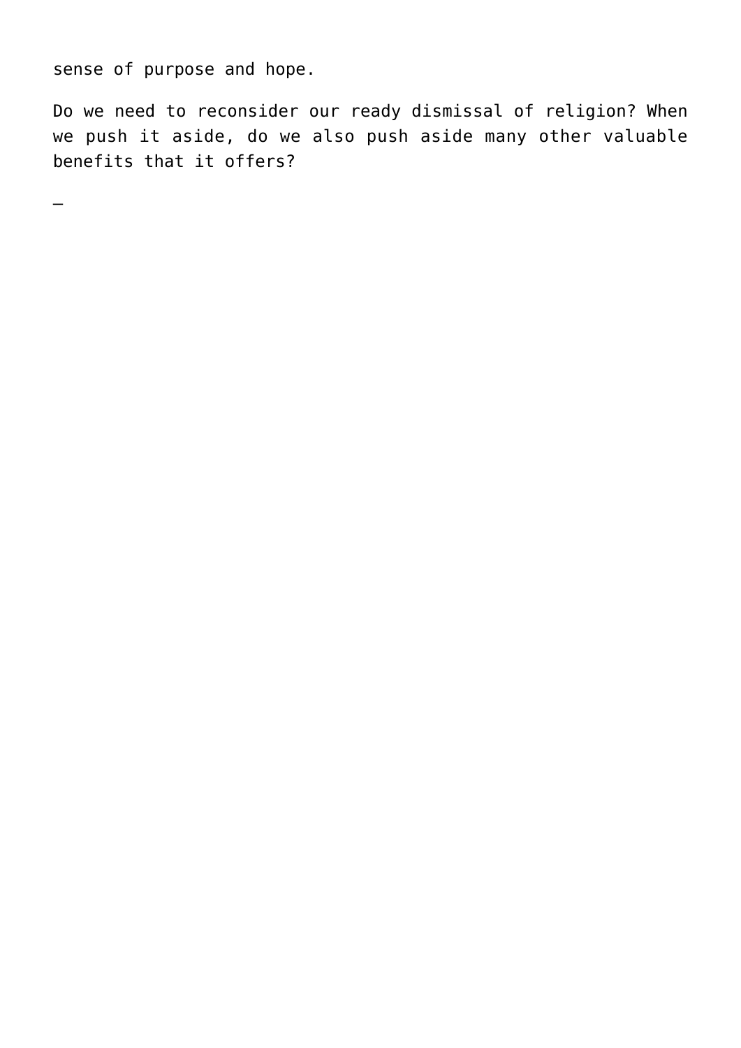sense of purpose and hope.

Do we need to reconsider our ready dismissal of religion? When we push it aside, do we also push aside many other valuable benefits that it offers?

—